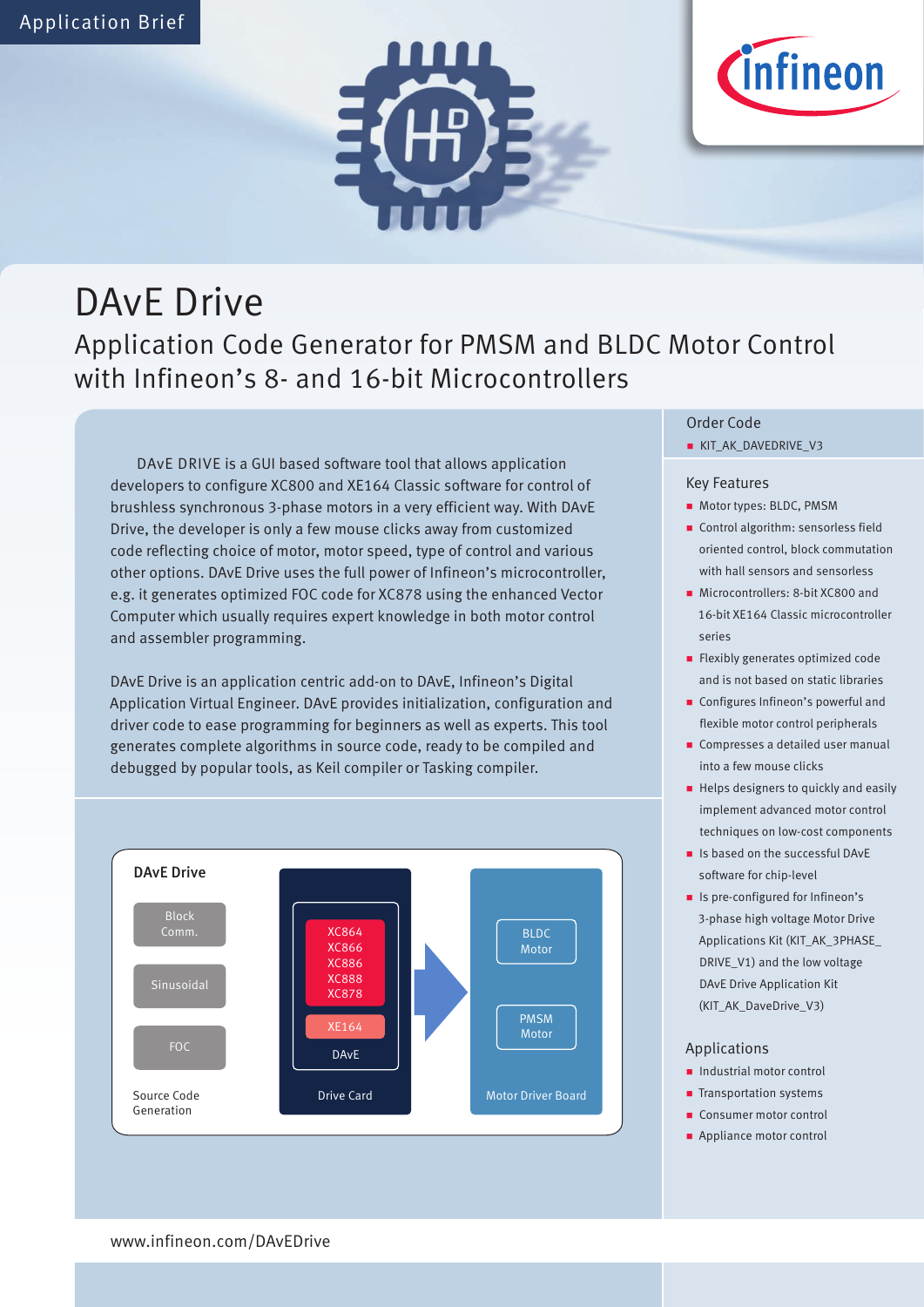Application Brief

# DAvE Drive

## Application Code Generator for PMSM and BLDC Motor Control with Infineon's 8- and 16-bit Microcontrollers

DAvE DRIVE is a GUI based software tool that allows application developers to configure XC800 and XE164 Classic software for control of brushless synchronous 3-phase motors in a very efficient way. With DAvE Drive, the developer is only a few mouse clicks away from customized code reflecting choice of motor, motor speed, type of control and various other options. DAvE Drive uses the full power of Infineon's microcontroller, e.g. it generates optimized FOC code for XC878 using the enhanced Vector Computer which usually requires expert knowledge in both motor control and assembler programming.

DAvE Drive is an application centric add-on to DAvE, Infineon's Digital Application Virtual Engineer. DAvE provides initialization, configuration and driver code to ease programming for beginners as well as experts. This tool generates complete algorithms in source code, ready to be compiled and debugged by popular tools, as Keil compiler or Tasking compiler.

**DAvE Drive**

- Block Comm.
- Sinusoidal
- FOC

Source Code Generation

Drive Card: XC864, XC866, XC886, XC888, XC878, XE164 — DAvE

Motor Driver Board: BLDC Motor, PMSM Motor

### Order Code

- KIT_AK_DAVEDRIVE_V3

### Key Features

- Motor types: BLDC, PMSM
- Control algorithm: sensorless field oriented control, block commutation with hall sensors and sensorless
- Microcontrollers: 8-bit XC800 and 16-bit XE164 Classic microcontroller series
- Flexibly generates optimized code and is not based on static libraries
- Configures Infineon's powerful and flexible motor control peripherals
- Compresses a detailed user manual into a few mouse clicks
- Helps designers to quickly and easily implement advanced motor control techniques on low-cost components
- Is based on the successful DAvE software for chip-level
- Is pre-configured for Infineon's 3-phase high voltage Motor Drive Applications Kit (KIT_AK_3PHASE_DRIVE_V1) and the low voltage DAvE Drive Application Kit (KIT_AK_DaveDrive_V3)

### Applications

- Industrial motor control
- Transportation systems
- Consumer motor control
- Appliance motor control

www.infineon.com/DAvEDrive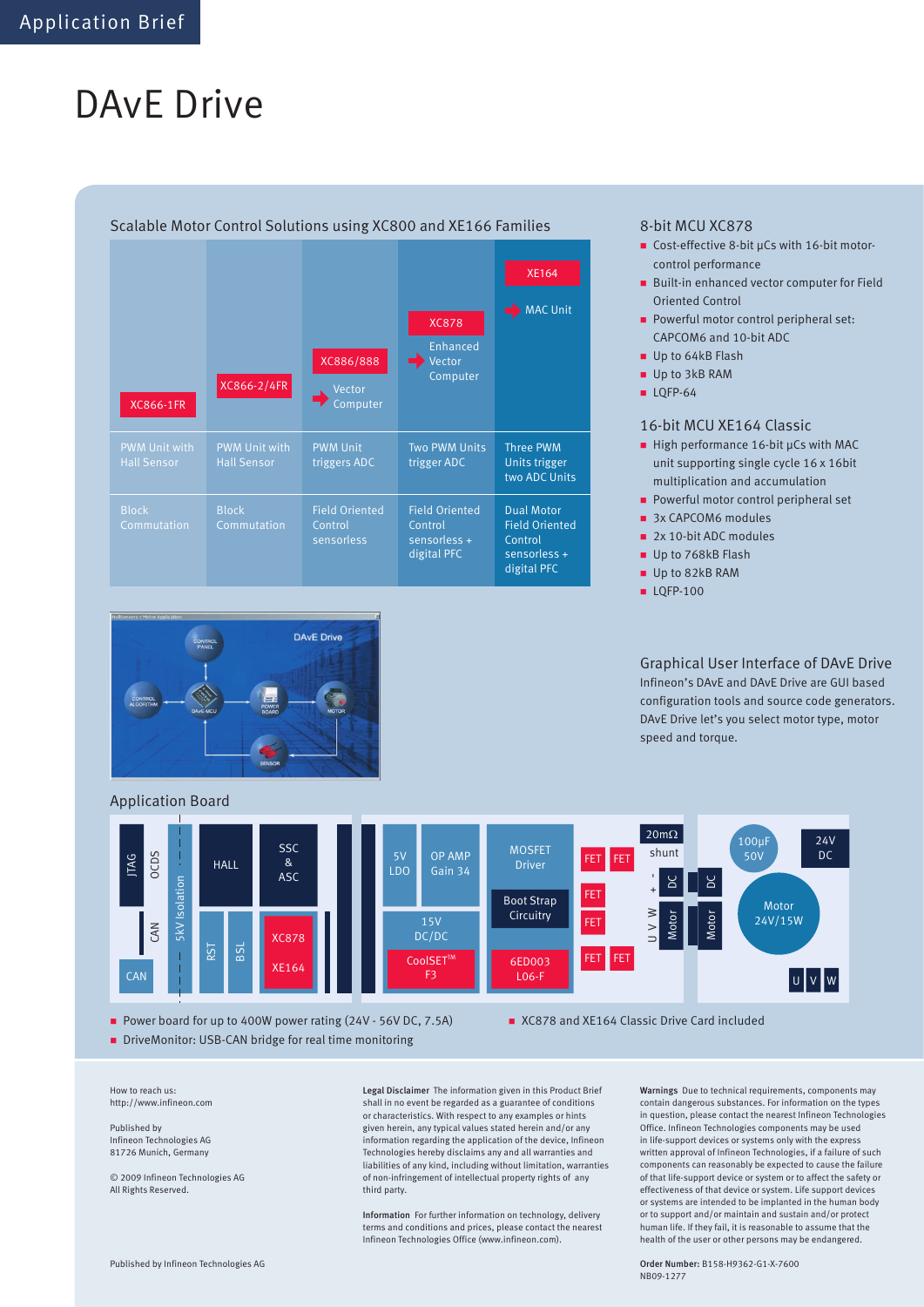# DAvE Drive

## Scalable Motor Control Solutions using XC800 and XE166 Families

| XC866-1FR | XC866-2/4FR | XC886/888 Vector Computer | XC878 Enhanced Vector Computer | XE164 MAC Unit |
|---|---|---|---|---|
| PWM Unit with Hall Sensor | PWM Unit with Hall Sensor | PWM Unit triggers ADC | Two PWM Units trigger ADC | Three PWM Units trigger two ADC Units |
| Block Commutation | Block Commutation | Field Oriented Control sensorless | Field Oriented Control sensorless + digital PFC | Dual Motor Field Oriented Control sensorless + digital PFC |

### 8-bit MCU XC878

- Cost-effective 8-bit µCs with 16-bit motor-control performance
- Built-in enhanced vector computer for Field Oriented Control
- Powerful motor control peripheral set: CAPCOM6 and 10-bit ADC
- Up to 64kB Flash
- Up to 3kB RAM
- LQFP-64

### 16-bit MCU XE164 Classic

- High performance 16-bit µCs with MAC unit supporting single cycle 16 x 16bit multiplication and accumulation
- Powerful motor control peripheral set
- 3x CAPCOM6 modules
- 2x 10-bit ADC modules
- Up to 768kB Flash
- Up to 82kB RAM
- LQFP-100

### Graphical User Interface of DAvE Drive

Infineon's DAvE and DAvE Drive are GUI based configuration tools and source code generators. DAvE Drive let's you select motor type, motor speed and torque.

## Application Board

JTAG
OCDS
CAN
CAN
5kV Isolation
HALL
SSC & ASC
RST
BSL
XC878
XE164
5V LDO
OP AMP Gain 34
15V DC/DC
CoolSET™ F3
MOSFET Driver
Boot Strap Circuitry
6ED003 L06-F
FET
20mΩ shunt
DC
Motor
U V W
100µF 50V
24V DC
Motor 24V/15W

- Power board for up to 400W power rating (24V - 56V DC, 7.5A)
- DriveMonitor: USB-CAN bridge for real time monitoring
- XC878 and XE164 Classic Drive Card included

How to reach us:
http://www.infineon.com

Published by
Infineon Technologies AG
81726 Munich, Germany

© 2009 Infineon Technologies AG
All Rights Reserved.

**Legal Disclaimer** The information given in this Product Brief shall in no event be regarded as a guarantee of conditions or characteristics. With respect to any examples or hints given herein, any typical values stated herein and/or any information regarding the application of the device, Infineon Technologies hereby disclaims any and all warranties and liabilities of any kind, including without limitation, warranties of non-infringement of intellectual property rights of any third party.

**Information** For further information on technology, delivery terms and conditions and prices, please contact the nearest Infineon Technologies Office (www.infineon.com).

**Warnings** Due to technical requirements, components may contain dangerous substances. For information on the types in question, please contact the nearest Infineon Technologies Office. Infineon Technologies components may be used in life-support devices or systems only with the express written approval of Infineon Technologies, if a failure of such components can reasonably be expected to cause the failure of that life-support device or system or to affect the safety or effectiveness of that device or system. Life support devices or systems are intended to be implanted in the human body or to support and/or maintain and sustain and/or protect human life. If they fail, it is reasonable to assume that the health of the user or other persons may be endangered.

Published by Infineon Technologies AG

**Order Number:** B158-H9362-G1-X-7600
NB09-1277